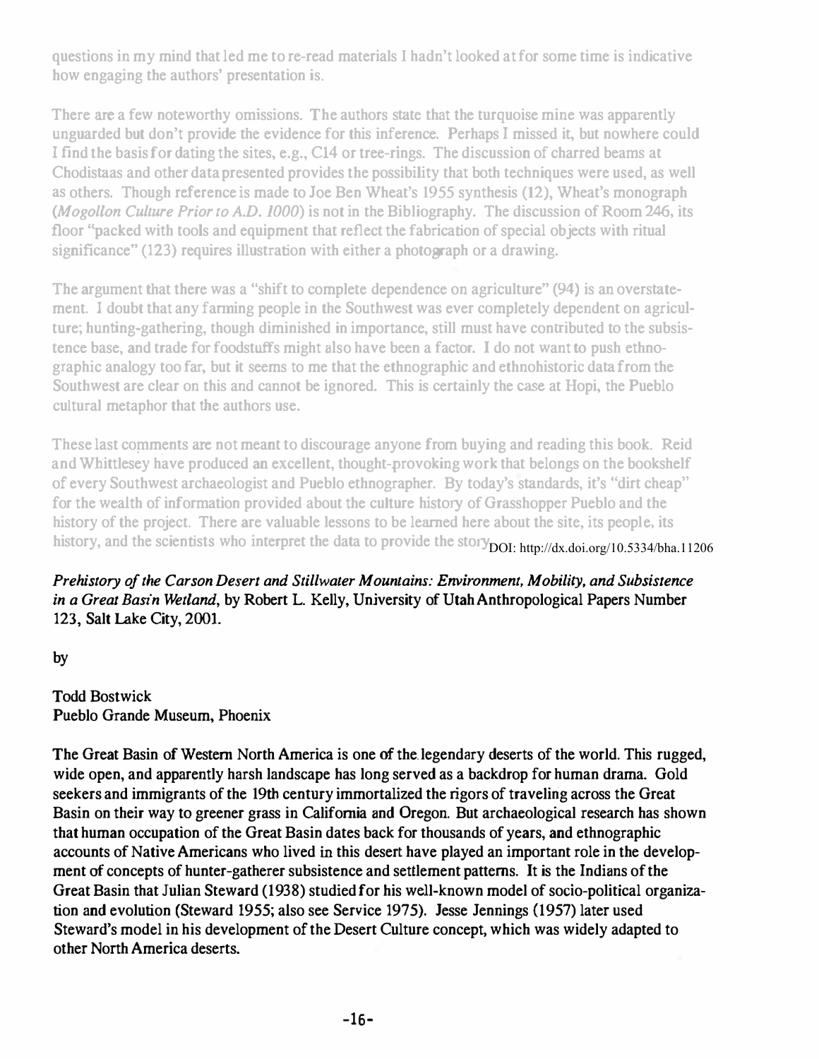questions in my mind that led me to re-read materials I hadn't looked at for some time is indicative how engaging the authors' presentation is.

There are a few noteworthy omissions. The authors state that the turquoise mine was apparently unguarded but don't provide the evidence for this inference. Perhaps I missed it, but nowhere could I find the basis for dating the sites, e.g., C14 or tree-rings. The discussion of charred beams at Chodistaas and other data presented provides the possibility that both techniques were used, as well as others. Though reference is made to Joe Ben Wheat's 1955 synthesis (12), Wheat's monograph (*Mogollon Culture Prior to A.D. 1000*) is not in the Bibliography. The discussion of Room 246, its floor "packed with tools and equipment that reflect the fabrication of special objects with ritual significance" (123) requires illustration with either a photograph or a drawing.

The argument that there was a "shift to complete dependence on agriculture" (94) is an overstatement. I doubt that any farming people in the Southwest was ever completely dependent on agriculture; hunting-gathering, though diminished in importance, still must have contributed to the subsistence base, and trade for foodstuffs might also have been a factor. I do not want to push ethnographic analogy too far, but it seems to me that the ethnographic and ethnohistoric data from the Southwest are clear on this and cannot be ignored. This is certainly the case at Hopi, the Pueblo cultural metaphor that the authors use.

These last comments are not meant to discourage anyone from buying and reading this book. Reid and Whittlesey have produced an excellent, thought-provoking work that belongs on the bookshelf of every Southwest archaeologist and Pueblo ethnographer. By today's standards, it's "dirt cheap" for the wealth of information provided about the culture history of Grasshopper Pueblo and the history of the project. There are valuable lessons to be learned here about the site, its people, its history, and the scientists who interpret the data to provide the story. DOI: http://dx.doi.org/10.5334/bha.11206

***Prehistory of the Carson Desert and Stillwater Mountains: Environment, Mobility, and Subsistence in a Great Basin Wetland*, by Robert L. Kelly, University of Utah Anthropological Papers Number 123, Salt Lake City, 2001.**

by

Todd Bostwick
Pueblo Grande Museum, Phoenix

The Great Basin of Western North America is one of the legendary deserts of the world. This rugged, wide open, and apparently harsh landscape has long served as a backdrop for human drama. Gold seekers and immigrants of the 19th century immortalized the rigors of traveling across the Great Basin on their way to greener grass in California and Oregon. But archaeological research has shown that human occupation of the Great Basin dates back for thousands of years, and ethnographic accounts of Native Americans who lived in this desert have played an important role in the development of concepts of hunter-gatherer subsistence and settlement patterns. It is the Indians of the Great Basin that Julian Steward (1938) studied for his well-known model of socio-political organization and evolution (Steward 1955; also see Service 1975). Jesse Jennings (1957) later used Steward's model in his development of the Desert Culture concept, which was widely adapted to other North America deserts.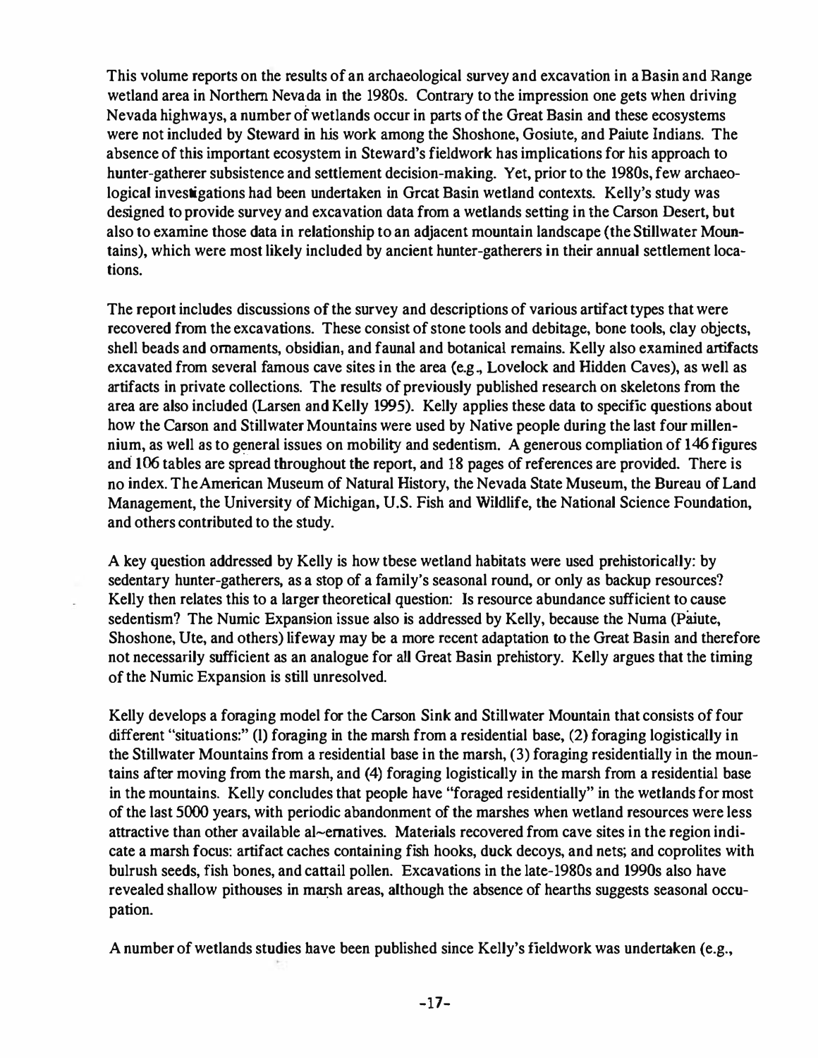This volume reports on the results of an archaeological survey and excavation in a Basin and Range wetland area in Northern Nevada in the 1980s. Contrary to the impression one gets when driving Nevada highways, a number of wetlands occur in parts of the Great Basin and these ecosystems were not included by Steward in his work among the Shoshone, Gosiute, and Paiute Indians. The absence of this important ecosystem in Steward's fieldwork has implications for his approach to hunter-gatherer subsistence and settlement decision-making. Yet, prior to the 1980s, few archaeological investigations had been undertaken in Grcat Basin wetland contexts. Kelly's study was designed to provide survey and excavation data from a wetlands setting in the Carson Desert, but also to examine those data in relationship to an adjacent mountain landscape (the Stillwater Mountains), which were most likely included by ancient hunter-gatherers in their annual settlement locations.

The report includes discussions of the survey and descriptions of various artifact types that were recovered from the excavations. These consist of stone tools and debitage, bone tools, clay objects, shell beads and ornaments, obsidian, and faunal and botanical remains. Kelly also examined artifacts excavated from several famous cave sites in the area (e.g., Lovelock and Hidden Caves), as well as artifacts in private collections. The results of previously published research on skeletons from the area are also included (Larsen and Kelly 1995). Kelly applies these data to specific questions about how the Carson and Stillwater Mountains were used by Native people during the last four millennium, as well as to general issues on mobility and sedentism. A generous compliation of 146 figures and 106 tables are spread throughout the report, and 18 pages of references are provided. There is no index. The American Museum of Natural History, the Nevada State Museum, the Bureau of Land Management, the University of Michigan, U.S. Fish and Wildlife, the National Science Foundation, and others contributed to the study.

A key question addressed by Kelly is how tbese wetland habitats were used prehistorically: by sedentary hunter-gatherers, as a stop of a family's seasonal round, or only as backup resources? Kelly then relates this to a larger theoretical question: Is resource abundance sufficient to cause sedentism? The Numic Expansion issue also is addressed by Kelly, because the Numa (Paiute, Shoshone, Ute, and others) lifeway may be a more recent adaptation to the Great Basin and therefore not necessarily sufficient as an analogue for all Great Basin prehistory. Kelly argues that the timing of the Numic Expansion is still unresolved.

Kelly develops a foraging model for the Carson Sink and Stillwater Mountain that consists of four different "situations:" (1) foraging in the marsh from a residential base, (2) foraging logistically in the Stillwater Mountains from a residential base in the marsh, (3) foraging residentially in the mountains after moving from the marsh, and (4) foraging logistically in the marsh from a residential base in the mountains. Kelly concludes that people have "foraged residentially" in the wetlands for most of the last 5000 years, with periodic abandonment of the marshes when wetland resources were less attractive than other available al~ernatives. Materials recovered from cave sites in the region indicate a marsh focus: artifact caches containing fish hooks, duck decoys, and nets; and coprolites with bulrush seeds, fish bones, and cattail pollen. Excavations in the late-1980s and 1990s also have revealed shallow pithouses in marsh areas, although the absence of hearths suggests seasonal occupation.

A number of wetlands studies have been published since Kelly's fieldwork was undertaken (e.g.,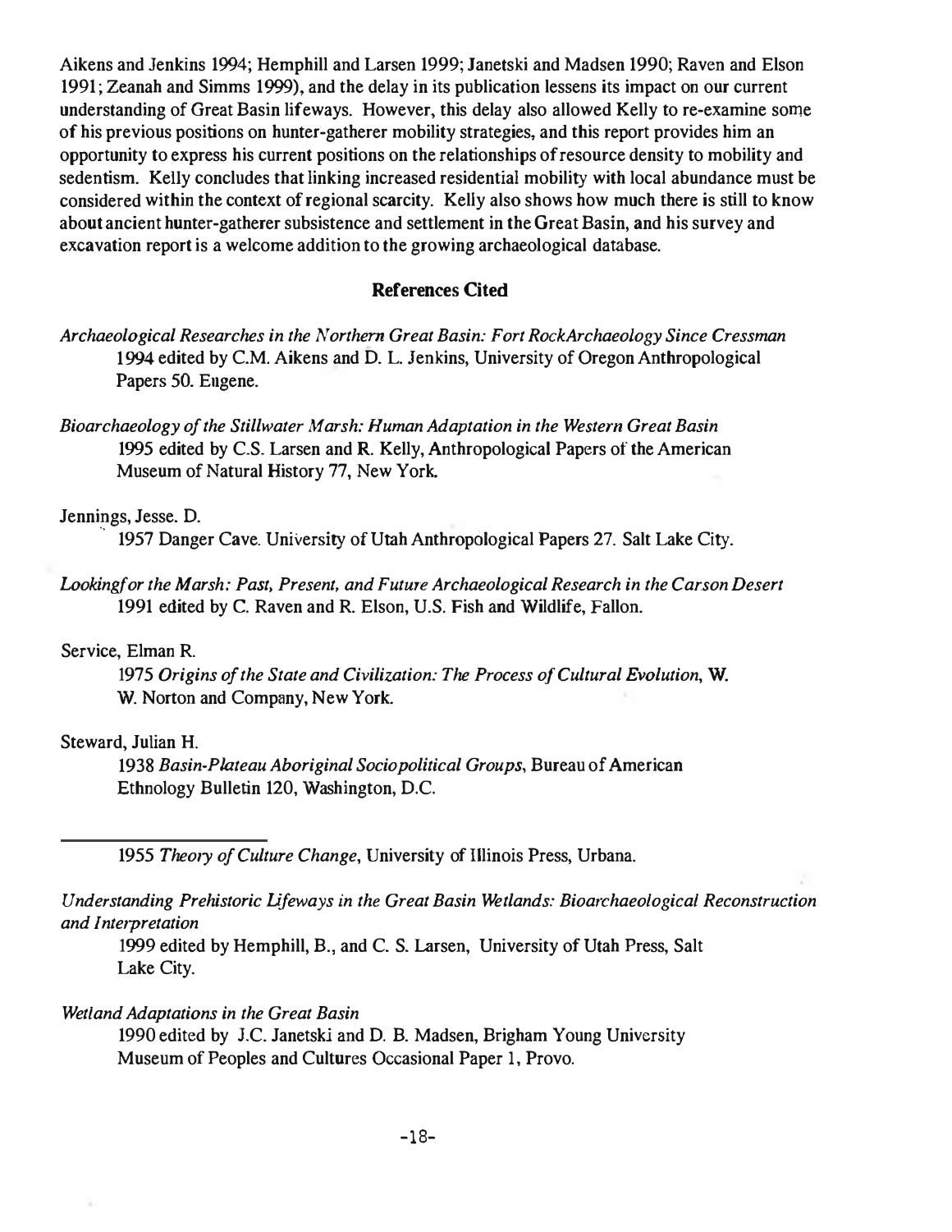Aikens and Jenkins 1994; Hemphill and Larsen 1999; Janetski and Madsen 1990; Raven and Elson 1991; Zeanah and Simms 1999), and the delay in its publication lessens its impact on our current understanding of Great Basin lifeways. However, this delay also allowed Kelly to re-examine some of his previous positions on hunter-gatherer mobility strategies, and this report provides him an opportunity to express his current positions on the relationships of resource density to mobility and sedentism. Kelly concludes that linking increased residential mobility with local abundance must be considered within the context of regional scarcity. Kelly also shows how much there is still to know about ancient hunter-gatherer subsistence and settlement in the Great Basin, and his survey and excavation report is a welcome addition to the growing archaeological database.

## References Cited

*Archaeological Researches in the Northern Great Basin: Fort RockArchaeology Since Cressman*
1994 edited by C.M. Aikens and D. L. Jenkins, University of Oregon Anthropological Papers 50. Eugene.

*Bioarchaeology of the Stillwater Marsh: Human Adaptation in the Western Great Basin*
1995 edited by C.S. Larsen and R. Kelly, Anthropological Papers of the American Museum of Natural History 77, New York.

Jennings, Jesse. D.
1957 Danger Cave. University of Utah Anthropological Papers 27. Salt Lake City.

*Lookingfor the Marsh: Past, Present, and Future Archaeological Research in the Carson Desert*
1991 edited by C. Raven and R. Elson, U.S. Fish and Wildlife, Fallon.

Service, Elman R.
1975 *Origins of the State and Civilization: The Process of Cultural Evolution*, W. W. Norton and Company, New York.

Steward, Julian H.
1938 *Basin-Plateau Aboriginal Sociopolitical Groups*, Bureau of American Ethnology Bulletin 120, Washington, D.C.

———
1955 *Theory of Culture Change*, University of Illinois Press, Urbana.

*Understanding Prehistoric Lifeways in the Great Basin Wetlands: Bioarchaeological Reconstruction and Interpretation*
1999 edited by Hemphill, B., and C. S. Larsen, University of Utah Press, Salt Lake City.

*Wetland Adaptations in the Great Basin*
1990 edited by J.C. Janetski and D. B. Madsen, Brigham Young University Museum of Peoples and Cultures Occasional Paper 1, Provo.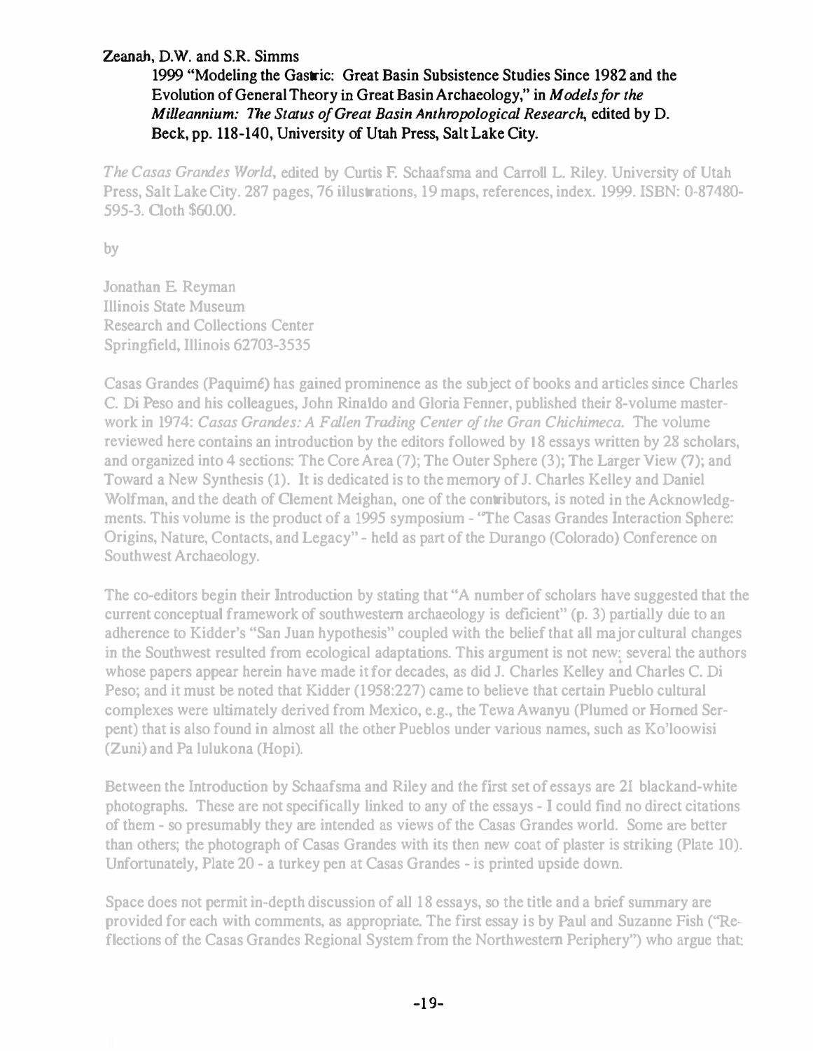Zeanah, D.W. and S.R. Simms

1999 "Modeling the Gastric: Great Basin Subsistence Studies Since 1982 and the Evolution of General Theory in Great Basin Archaeology," in *Models for the Milleannium: The Status of Great Basin Anthropological Research*, edited by D. Beck, pp. 118-140, University of Utah Press, Salt Lake City.

*The Casas Grandes World*, edited by Curtis F. Schaafsma and Carroll L. Riley. University of Utah Press, Salt Lake City. 287 pages, 76 illustrations, 19 maps, references, index. 1999. ISBN: 0-87480-595-3. Cloth $60.00.

by

Jonathan E. Reyman
Illinois State Museum
Research and Collections Center
Springfield, Illinois 62703-3535

Casas Grandes (Paquimé) has gained prominence as the subject of books and articles since Charles C. Di Peso and his colleagues, John Rinaldo and Gloria Fenner, published their 8-volume masterwork in 1974: *Casas Grandes: A Fallen Trading Center of the Gran Chichimeca.* The volume reviewed here contains an introduction by the editors followed by 18 essays written by 28 scholars, and organized into 4 sections: The Core Area (7); The Outer Sphere (3); The Larger View (7); and Toward a New Synthesis (1). It is dedicated is to the memory of J. Charles Kelley and Daniel Wolfman, and the death of Clement Meighan, one of the contributors, is noted in the Acknowledgments. This volume is the product of a 1995 symposium - "The Casas Grandes Interaction Sphere: Origins, Nature, Contacts, and Legacy" - held as part of the Durango (Colorado) Conference on Southwest Archaeology.

The co-editors begin their Introduction by stating that "A number of scholars have suggested that the current conceptual framework of southwestern archaeology is deficient" (p. 3) partially due to an adherence to Kidder's "San Juan hypothesis" coupled with the belief that all major cultural changes in the Southwest resulted from ecological adaptations. This argument is not new; several the authors whose papers appear herein have made it for decades, as did J. Charles Kelley and Charles C. Di Peso; and it must be noted that Kidder (1958:227) came to believe that certain Pueblo cultural complexes were ultimately derived from Mexico, e.g., the Tewa Awanyu (Plumed or Horned Serpent) that is also found in almost all the other Pueblos under various names, such as Ko'loowisi (Zuni) and Pa lulukona (Hopi).

Between the Introduction by Schaafsma and Riley and the first set of essays are 21 blackand-white photographs. These are not specifically linked to any of the essays - I could find no direct citations of them - so presumably they are intended as views of the Casas Grandes world. Some are better than others; the photograph of Casas Grandes with its then new coat of plaster is striking (Plate 10). Unfortunately, Plate 20 - a turkey pen at Casas Grandes - is printed upside down.

Space does not permit in-depth discussion of all 18 essays, so the title and a brief summary are provided for each with comments, as appropriate. The first essay is by Paul and Suzanne Fish ("Reflections of the Casas Grandes Regional System from the Northwestern Periphery") who argue that: